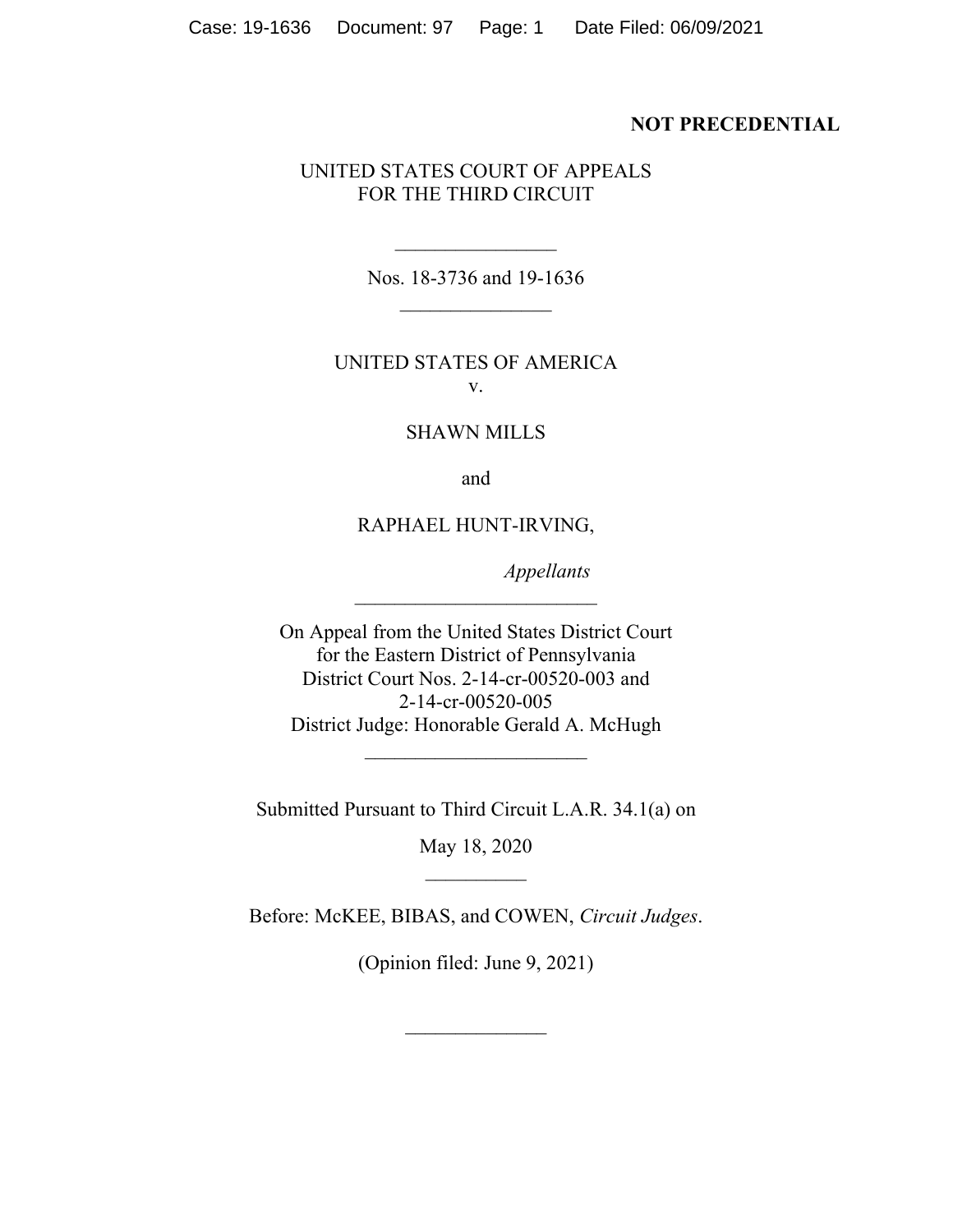**NOT PRECEDENTIAL**

UNITED STATES COURT OF APPEALS
FOR THE THIRD CIRCUIT

---

Nos. 18-3736 and 19-1636

---

UNITED STATES OF AMERICA

v.

SHAWN MILLS

and

RAPHAEL HUNT-IRVING,

*Appellants*

---

On Appeal from the United States District Court
for the Eastern District of Pennsylvania
District Court Nos. 2-14-cr-00520-003 and
2-14-cr-00520-005
District Judge: Honorable Gerald A. McHugh

---

Submitted Pursuant to Third Circuit L.A.R. 34.1(a) on

May 18, 2020

---

Before: McKEE, BIBAS, and COWEN, *Circuit Judges*.

(Opinion filed: June 9, 2021)

---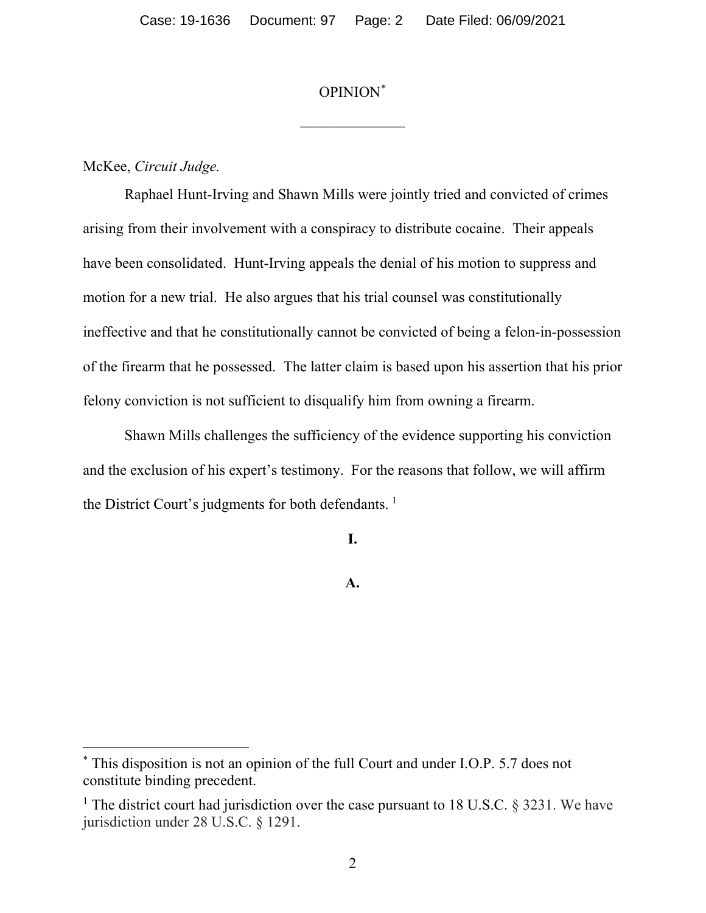# OPINION[*]

---

McKee, *Circuit Judge.*

Raphael Hunt-Irving and Shawn Mills were jointly tried and convicted of crimes arising from their involvement with a conspiracy to distribute cocaine. Their appeals have been consolidated. Hunt-Irving appeals the denial of his motion to suppress and motion for a new trial. He also argues that his trial counsel was constitutionally ineffective and that he constitutionally cannot be convicted of being a felon-in-possession of the firearm that he possessed. The latter claim is based upon his assertion that his prior felony conviction is not sufficient to disqualify him from owning a firearm.

Shawn Mills challenges the sufficiency of the evidence supporting his conviction and the exclusion of his expert's testimony. For the reasons that follow, we will affirm the District Court's judgments for both defendants. [1]

## I.

### A.

---

[*] This disposition is not an opinion of the full Court and under I.O.P. 5.7 does not constitute binding precedent.

[1] The district court had jurisdiction over the case pursuant to 18 U.S.C. § 3231. We have jurisdiction under 28 U.S.C. § 1291.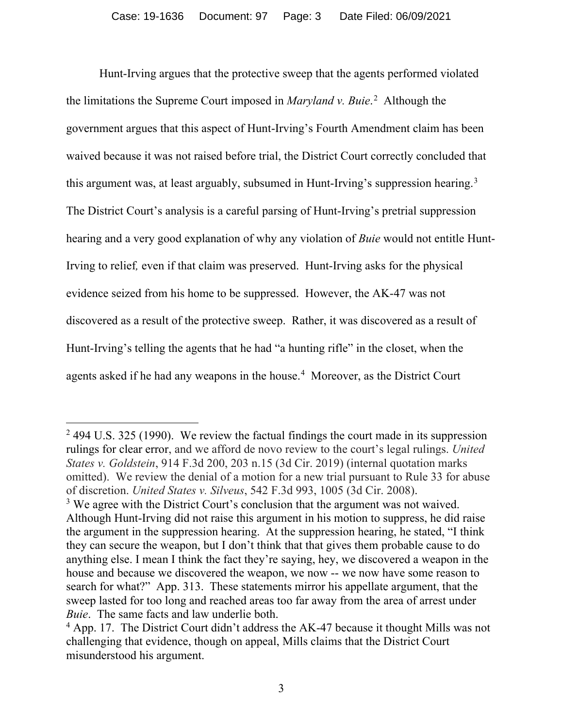Hunt-Irving argues that the protective sweep that the agents performed violated the limitations the Supreme Court imposed in *Maryland v. Buie*.[2] Although the government argues that this aspect of Hunt-Irving's Fourth Amendment claim has been waived because it was not raised before trial, the District Court correctly concluded that this argument was, at least arguably, subsumed in Hunt-Irving's suppression hearing.[3] The District Court's analysis is a careful parsing of Hunt-Irving's pretrial suppression hearing and a very good explanation of why any violation of *Buie* would not entitle Hunt-Irving to relief*,* even if that claim was preserved. Hunt-Irving asks for the physical evidence seized from his home to be suppressed. However, the AK-47 was not discovered as a result of the protective sweep. Rather, it was discovered as a result of Hunt-Irving's telling the agents that he had "a hunting rifle" in the closet, when the agents asked if he had any weapons in the house.[4] Moreover, as the District Court

---

[2] 494 U.S. 325 (1990). We review the factual findings the court made in its suppression rulings for clear error, and we afford de novo review to the court's legal rulings. *United States v. Goldstein*, 914 F.3d 200, 203 n.15 (3d Cir. 2019) (internal quotation marks omitted). We review the denial of a motion for a new trial pursuant to Rule 33 for abuse of discretion. *United States v. Silveus*, 542 F.3d 993, 1005 (3d Cir. 2008).

[3] We agree with the District Court's conclusion that the argument was not waived. Although Hunt-Irving did not raise this argument in his motion to suppress, he did raise the argument in the suppression hearing. At the suppression hearing, he stated, "I think they can secure the weapon, but I don't think that that gives them probable cause to do anything else. I mean I think the fact they're saying, hey, we discovered a weapon in the house and because we discovered the weapon, we now -- we now have some reason to search for what?" App. 313. These statements mirror his appellate argument, that the sweep lasted for too long and reached areas too far away from the area of arrest under *Buie*. The same facts and law underlie both.

[4] App. 17. The District Court didn't address the AK-47 because it thought Mills was not challenging that evidence, though on appeal, Mills claims that the District Court misunderstood his argument.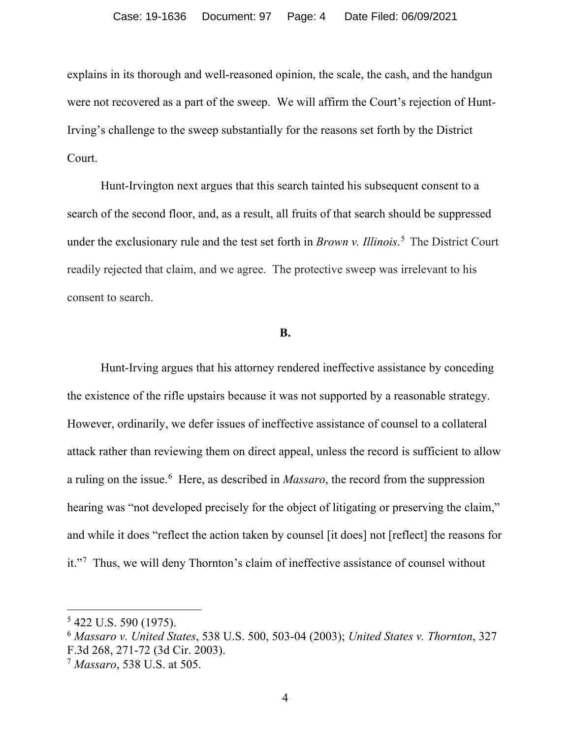explains in its thorough and well-reasoned opinion, the scale, the cash, and the handgun were not recovered as a part of the sweep. We will affirm the Court's rejection of Hunt-Irving's challenge to the sweep substantially for the reasons set forth by the District Court.

Hunt-Irvington next argues that this search tainted his subsequent consent to a search of the second floor, and, as a result, all fruits of that search should be suppressed under the exclusionary rule and the test set forth in *Brown v. Illinois*.[5] The District Court readily rejected that claim, and we agree. The protective sweep was irrelevant to his consent to search.

**B.**

Hunt-Irving argues that his attorney rendered ineffective assistance by conceding the existence of the rifle upstairs because it was not supported by a reasonable strategy. However, ordinarily, we defer issues of ineffective assistance of counsel to a collateral attack rather than reviewing them on direct appeal, unless the record is sufficient to allow a ruling on the issue.[6] Here, as described in *Massaro*, the record from the suppression hearing was "not developed precisely for the object of litigating or preserving the claim," and while it does "reflect the action taken by counsel [it does] not [reflect] the reasons for it."[7] Thus, we will deny Thornton's claim of ineffective assistance of counsel without

---

[5] 422 U.S. 590 (1975).

[6] *Massaro v. United States*, 538 U.S. 500, 503-04 (2003); *United States v. Thornton*, 327 F.3d 268, 271-72 (3d Cir. 2003).

[7] *Massaro*, 538 U.S. at 505.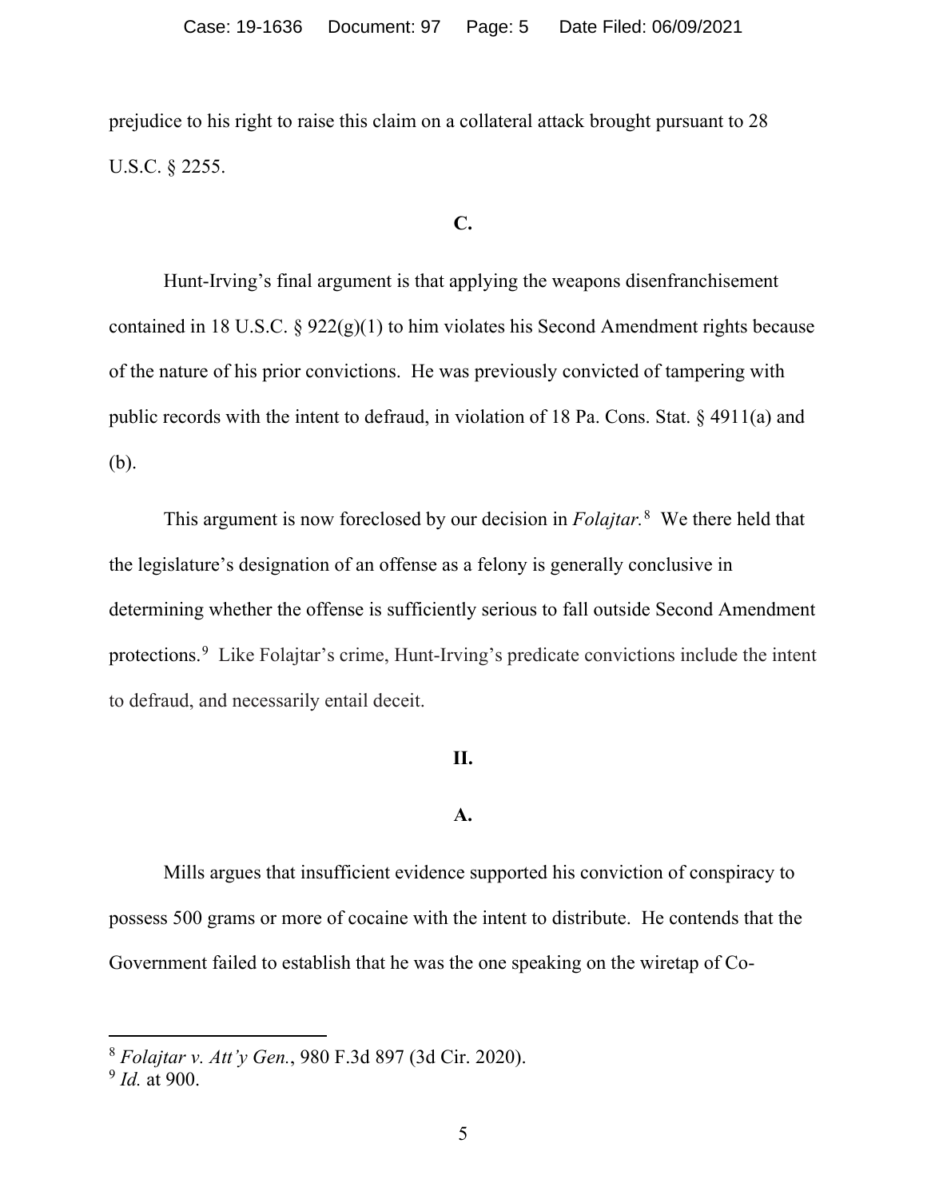prejudice to his right to raise this claim on a collateral attack brought pursuant to 28 U.S.C. § 2255.

**C.**

Hunt-Irving's final argument is that applying the weapons disenfranchisement contained in 18 U.S.C. § 922(g)(1) to him violates his Second Amendment rights because of the nature of his prior convictions. He was previously convicted of tampering with public records with the intent to defraud, in violation of 18 Pa. Cons. Stat. § 4911(a) and (b).

This argument is now foreclosed by our decision in *Folajtar.*[8] We there held that the legislature's designation of an offense as a felony is generally conclusive in determining whether the offense is sufficiently serious to fall outside Second Amendment protections.[9] Like Folajtar's crime, Hunt-Irving's predicate convictions include the intent to defraud, and necessarily entail deceit.

**II.**

**A.**

Mills argues that insufficient evidence supported his conviction of conspiracy to possess 500 grams or more of cocaine with the intent to distribute. He contends that the Government failed to establish that he was the one speaking on the wiretap of Co-

---

[8] *Folajtar v. Att'y Gen.*, 980 F.3d 897 (3d Cir. 2020).

[9] *Id.* at 900.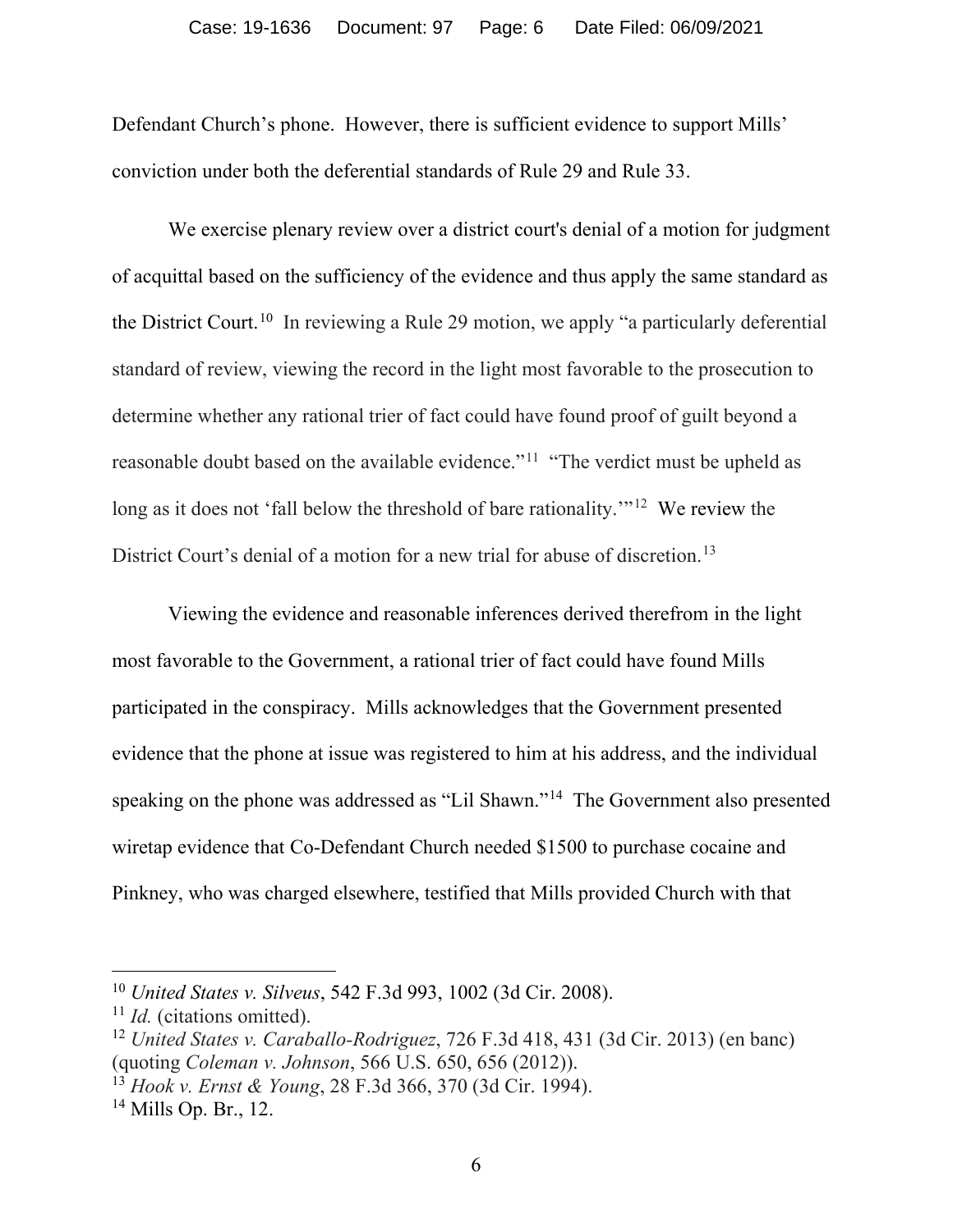Defendant Church's phone. However, there is sufficient evidence to support Mills' conviction under both the deferential standards of Rule 29 and Rule 33.

We exercise plenary review over a district court's denial of a motion for judgment of acquittal based on the sufficiency of the evidence and thus apply the same standard as the District Court.[10] In reviewing a Rule 29 motion, we apply "a particularly deferential standard of review, viewing the record in the light most favorable to the prosecution to determine whether any rational trier of fact could have found proof of guilt beyond a reasonable doubt based on the available evidence."[11] "The verdict must be upheld as long as it does not 'fall below the threshold of bare rationality.'"[12] We review the District Court's denial of a motion for a new trial for abuse of discretion.[13]

Viewing the evidence and reasonable inferences derived therefrom in the light most favorable to the Government, a rational trier of fact could have found Mills participated in the conspiracy. Mills acknowledges that the Government presented evidence that the phone at issue was registered to him at his address, and the individual speaking on the phone was addressed as "Lil Shawn."[14] The Government also presented wiretap evidence that Co-Defendant Church needed $1500 to purchase cocaine and Pinkney, who was charged elsewhere, testified that Mills provided Church with that

---

[10] *United States v. Silveus*, 542 F.3d 993, 1002 (3d Cir. 2008).

[11] *Id.* (citations omitted).

[12] *United States v. Caraballo-Rodriguez*, 726 F.3d 418, 431 (3d Cir. 2013) (en banc) (quoting *Coleman v. Johnson*, 566 U.S. 650, 656 (2012)).

[13] *Hook v. Ernst & Young*, 28 F.3d 366, 370 (3d Cir. 1994).

[14] Mills Op. Br., 12.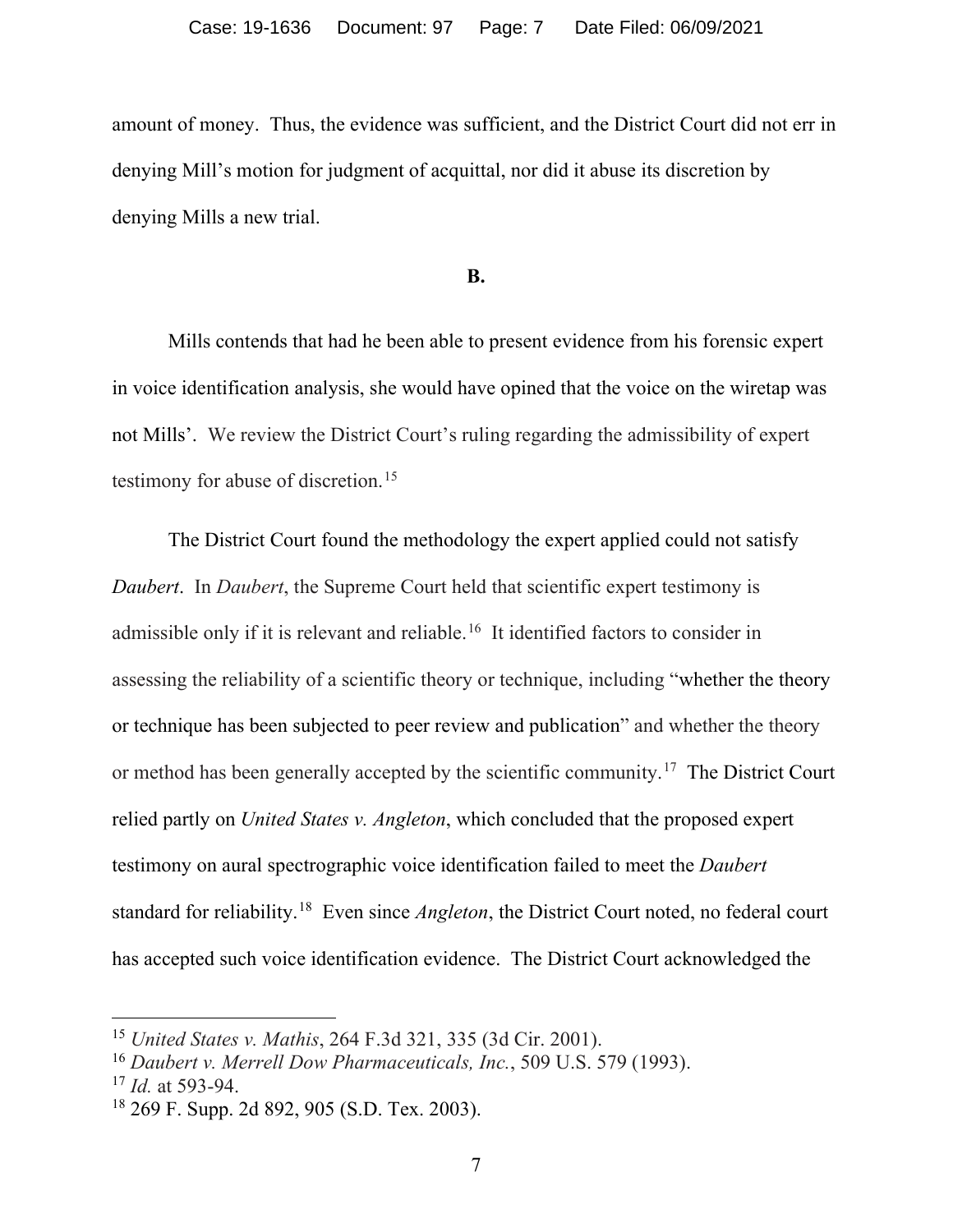amount of money. Thus, the evidence was sufficient, and the District Court did not err in denying Mill's motion for judgment of acquittal, nor did it abuse its discretion by denying Mills a new trial.

**B.**

Mills contends that had he been able to present evidence from his forensic expert in voice identification analysis, she would have opined that the voice on the wiretap was not Mills'. We review the District Court's ruling regarding the admissibility of expert testimony for abuse of discretion.[15]

The District Court found the methodology the expert applied could not satisfy *Daubert*. In *Daubert*, the Supreme Court held that scientific expert testimony is admissible only if it is relevant and reliable.[16] It identified factors to consider in assessing the reliability of a scientific theory or technique, including "whether the theory or technique has been subjected to peer review and publication" and whether the theory or method has been generally accepted by the scientific community.[17] The District Court relied partly on *United States v. Angleton*, which concluded that the proposed expert testimony on aural spectrographic voice identification failed to meet the *Daubert* standard for reliability.[18] Even since *Angleton*, the District Court noted, no federal court has accepted such voice identification evidence. The District Court acknowledged the

---

[15] *United States v. Mathis*, 264 F.3d 321, 335 (3d Cir. 2001).

[16] *Daubert v. Merrell Dow Pharmaceuticals, Inc.*, 509 U.S. 579 (1993).

[17] *Id.* at 593-94.

[18] 269 F. Supp. 2d 892, 905 (S.D. Tex. 2003).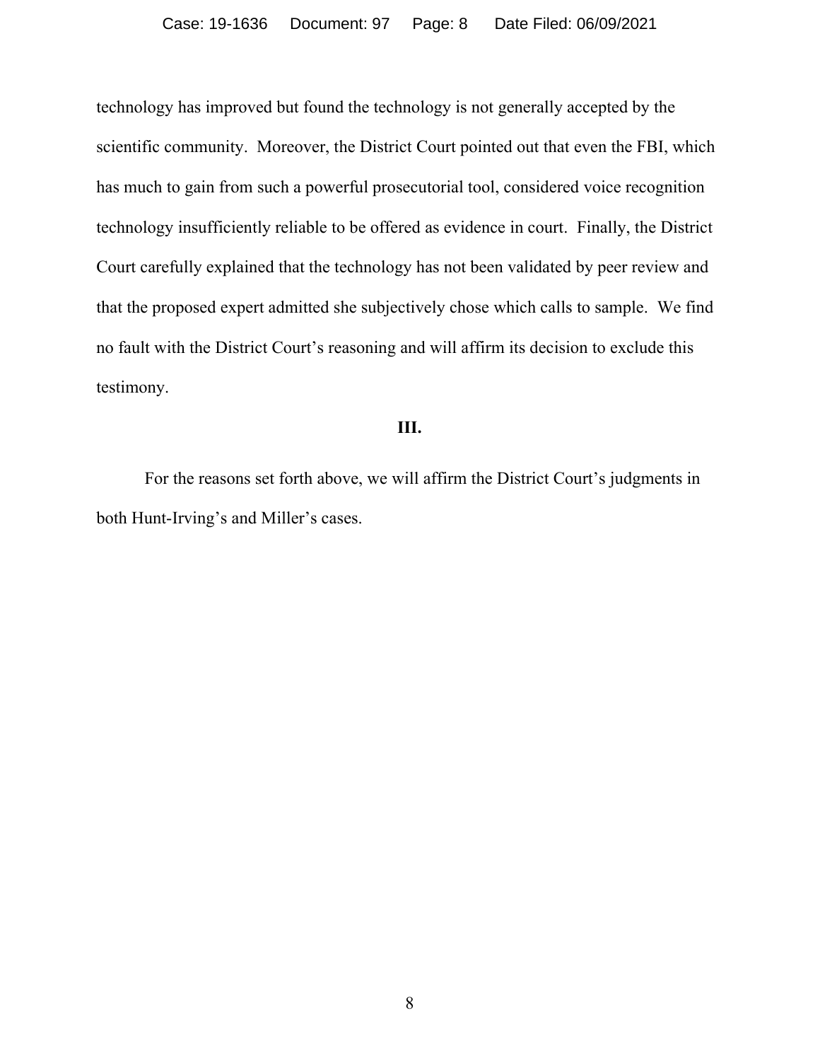technology has improved but found the technology is not generally accepted by the scientific community. Moreover, the District Court pointed out that even the FBI, which has much to gain from such a powerful prosecutorial tool, considered voice recognition technology insufficiently reliable to be offered as evidence in court. Finally, the District Court carefully explained that the technology has not been validated by peer review and that the proposed expert admitted she subjectively chose which calls to sample. We find no fault with the District Court's reasoning and will affirm its decision to exclude this testimony.

## III.

For the reasons set forth above, we will affirm the District Court's judgments in both Hunt-Irving's and Miller's cases.